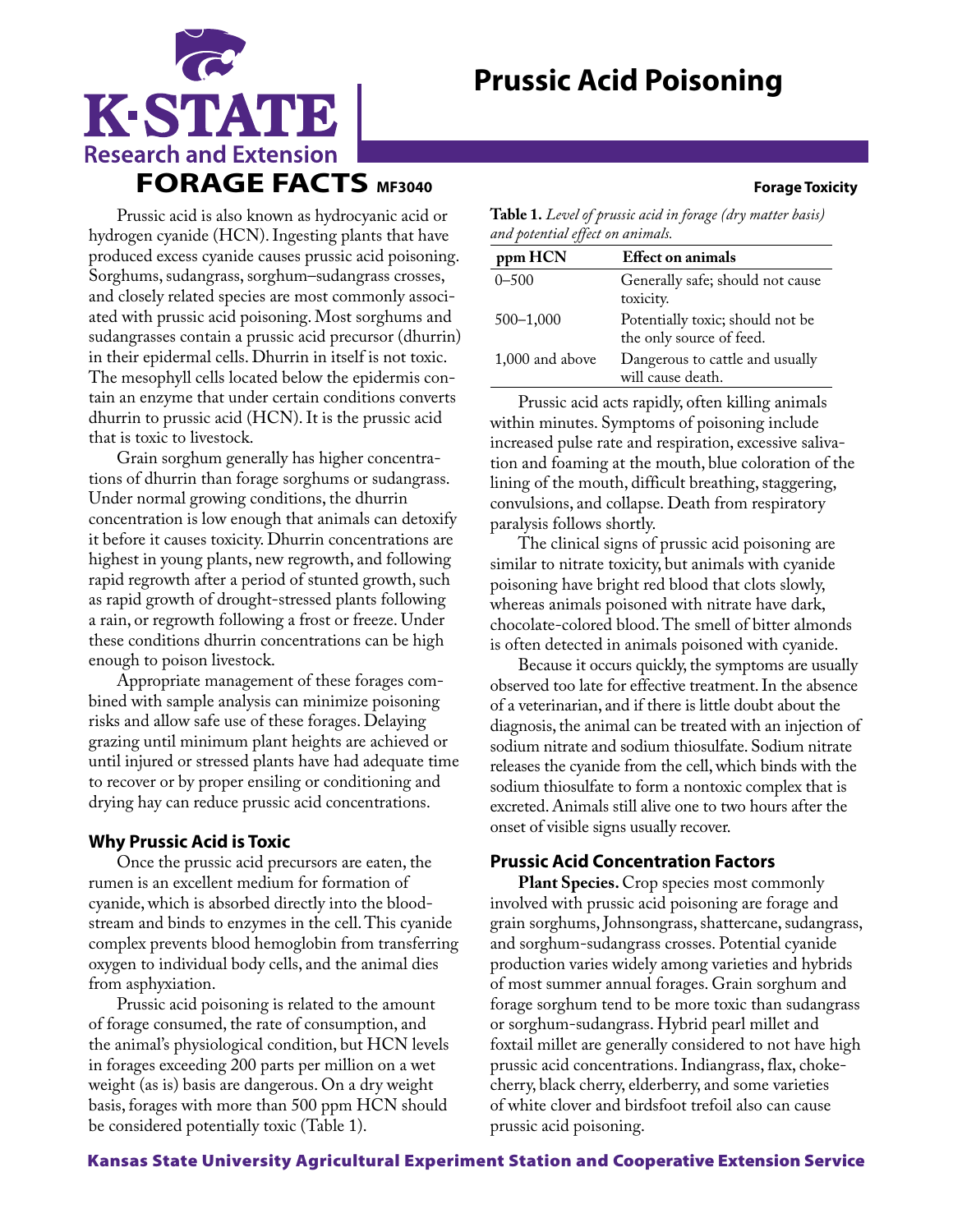# Prussic Acid Poisoning

**FORAGE FACTS** MF3040

**Forage Toxicity**

Prussic acid is also known as hydrocyanic acid or hydrogen cyanide (HCN). Ingesting plants that have produced excess cyanide causes prussic acid poisoning. Sorghums, sudangrass, sorghum–sudangrass crosses, and closely related species are most commonly associated with prussic acid poisoning. Most sorghums and sudangrasses contain a prussic acid precursor (dhurrin) in their epidermal cells. Dhurrin in itself is not toxic. The mesophyll cells located below the epidermis contain an enzyme that under certain conditions converts dhurrin to prussic acid (HCN). It is the prussic acid that is toxic to livestock.

Grain sorghum generally has higher concentrations of dhurrin than forage sorghums or sudangrass. Under normal growing conditions, the dhurrin concentration is low enough that animals can detoxify it before it causes toxicity. Dhurrin concentrations are highest in young plants, new regrowth, and following rapid regrowth after a period of stunted growth, such as rapid growth of drought-stressed plants following a rain, or regrowth following a frost or freeze. Under these conditions dhurrin concentrations can be high enough to poison livestock.

Appropriate management of these forages combined with sample analysis can minimize poisoning risks and allow safe use of these forages. Delaying grazing until minimum plant heights are achieved or until injured or stressed plants have had adequate time to recover or by proper ensiling or conditioning and drying hay can reduce prussic acid concentrations.

## Why Prussic Acid is Toxic

Once the prussic acid precursors are eaten, the rumen is an excellent medium for formation of cyanide, which is absorbed directly into the bloodstream and binds to enzymes in the cell. This cyanide complex prevents blood hemoglobin from transferring oxygen to individual body cells, and the animal dies from asphyxiation.

Prussic acid poisoning is related to the amount of forage consumed, the rate of consumption, and the animal's physiological condition, but HCN levels in forages exceeding 200 parts per million on a wet weight (as is) basis are dangerous. On a dry weight basis, forages with more than 500 ppm HCN should be considered potentially toxic (Table 1).

**Table 1.** *Level of prussic acid in forage (dry matter basis) and potential effect on animals.*

| ppm HCN | Effect on animals |
|---|---|
| 0–500 | Generally safe; should not cause toxicity. |
| 500–1,000 | Potentially toxic; should not be the only source of feed. |
| 1,000 and above | Dangerous to cattle and usually will cause death. |

Prussic acid acts rapidly, often killing animals within minutes. Symptoms of poisoning include increased pulse rate and respiration, excessive salivation and foaming at the mouth, blue coloration of the lining of the mouth, difficult breathing, staggering, convulsions, and collapse. Death from respiratory paralysis follows shortly.

The clinical signs of prussic acid poisoning are similar to nitrate toxicity, but animals with cyanide poisoning have bright red blood that clots slowly, whereas animals poisoned with nitrate have dark, chocolate-colored blood. The smell of bitter almonds is often detected in animals poisoned with cyanide.

Because it occurs quickly, the symptoms are usually observed too late for effective treatment. In the absence of a veterinarian, and if there is little doubt about the diagnosis, the animal can be treated with an injection of sodium nitrate and sodium thiosulfate. Sodium nitrate releases the cyanide from the cell, which binds with the sodium thiosulfate to form a nontoxic complex that is excreted. Animals still alive one to two hours after the onset of visible signs usually recover.

## Prussic Acid Concentration Factors

**Plant Species.** Crop species most commonly involved with prussic acid poisoning are forage and grain sorghums, Johnsongrass, shattercane, sudangrass, and sorghum-sudangrass crosses. Potential cyanide production varies widely among varieties and hybrids of most summer annual forages. Grain sorghum and forage sorghum tend to be more toxic than sudangrass or sorghum-sudangrass. Hybrid pearl millet and foxtail millet are generally considered to not have high prussic acid concentrations. Indiangrass, flax, chokecherry, black cherry, elderberry, and some varieties of white clover and birdsfoot trefoil also can cause prussic acid poisoning.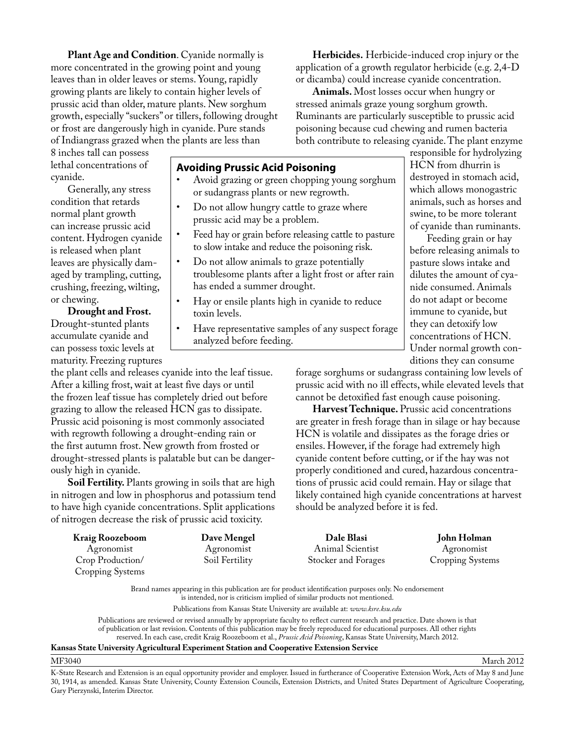**Plant Age and Condition**. Cyanide normally is more concentrated in the growing point and young leaves than in older leaves or stems. Young, rapidly growing plants are likely to contain higher levels of prussic acid than older, mature plants. New sorghum growth, especially "suckers" or tillers, following drought or frost are dangerously high in cyanide. Pure stands of Indiangrass grazed when the plants are less than 8 inches tall can possess lethal concentrations of cyanide.

Generally, any stress condition that retards normal plant growth can increase prussic acid content. Hydrogen cyanide is released when plant leaves are physically damaged by trampling, cutting, crushing, freezing, wilting, or chewing.

**Drought and Frost.** Drought-stunted plants accumulate cyanide and can possess toxic levels at maturity. Freezing ruptures the plant cells and releases cyanide into the leaf tissue. After a killing frost, wait at least five days or until the frozen leaf tissue has completely dried out before grazing to allow the released HCN gas to dissipate. Prussic acid poisoning is most commonly associated with regrowth following a drought-ending rain or the first autumn frost. New growth from frosted or drought-stressed plants is palatable but can be dangerously high in cyanide.

**Soil Fertility.** Plants growing in soils that are high in nitrogen and low in phosphorus and potassium tend to have high cyanide concentrations. Split applications of nitrogen decrease the risk of prussic acid toxicity.

**Herbicides.** Herbicide-induced crop injury or the application of a growth regulator herbicide (e.g. 2,4-D or dicamba) could increase cyanide concentration.

**Animals.** Most losses occur when hungry or stressed animals graze young sorghum growth. Ruminants are particularly susceptible to prussic acid poisoning because cud chewing and rumen bacteria both contribute to releasing cyanide. The plant enzyme responsible for hydrolyzing HCN from dhurrin is destroyed in stomach acid, which allows monogastric animals, such as horses and swine, to be more tolerant of cyanide than ruminants.

Feeding grain or hay before releasing animals to pasture slows intake and dilutes the amount of cyanide consumed. Animals do not adapt or become immune to cyanide, but they can detoxify low concentrations of HCN. Under normal growth conditions they can consume forage sorghums or sudangrass containing low levels of prussic acid with no ill effects, while elevated levels that cannot be detoxified fast enough cause poisoning.

**Harvest Technique.** Prussic acid concentrations are greater in fresh forage than in silage or hay because HCN is volatile and dissipates as the forage dries or ensiles. However, if the forage had extremely high cyanide content before cutting, or if the hay was not properly conditioned and cured, hazardous concentrations of prussic acid could remain. Hay or silage that likely contained high cyanide concentrations at harvest should be analyzed before it is fed.

## Avoiding Prussic Acid Poisoning

- Avoid grazing or green chopping young sorghum or sudangrass plants or new regrowth.
- Do not allow hungry cattle to graze where prussic acid may be a problem.
- Feed hay or grain before releasing cattle to pasture to slow intake and reduce the poisoning risk.
- Do not allow animals to graze potentially troublesome plants after a light frost or after rain has ended a summer drought.
- Hay or ensile plants high in cyanide to reduce toxin levels.
- Have representative samples of any suspect forage analyzed before feeding.

**Kraig Roozeboom**
Agronomist
Crop Production/
Cropping Systems

**Dave Mengel**
Agronomist
Soil Fertility

**Dale Blasi**
Animal Scientist
Stocker and Forages

**John Holman**
Agronomist
Cropping Systems

Brand names appearing in this publication are for product identification purposes only. No endorsement is intended, nor is criticism implied of similar products not mentioned.

Publications from Kansas State University are available at: *www.ksre.ksu.edu*

Publications are reviewed or revised annually by appropriate faculty to reflect current research and practice. Date shown is that of publication or last revision. Contents of this publication may be freely reproduced for educational purposes. All other rights reserved. In each case, credit Kraig Roozeboom et al., *Prussic Acid Poisoning*, Kansas State University, March 2012.

**Kansas State University Agricultural Experiment Station and Cooperative Extension Service**

MF3040 March 2012

K-State Research and Extension is an equal opportunity provider and employer. Issued in furtherance of Cooperative Extension Work, Acts of May 8 and June 30, 1914, as amended. Kansas State University, County Extension Councils, Extension Districts, and United States Department of Agriculture Cooperating, Gary Pierzynski, Interim Director.